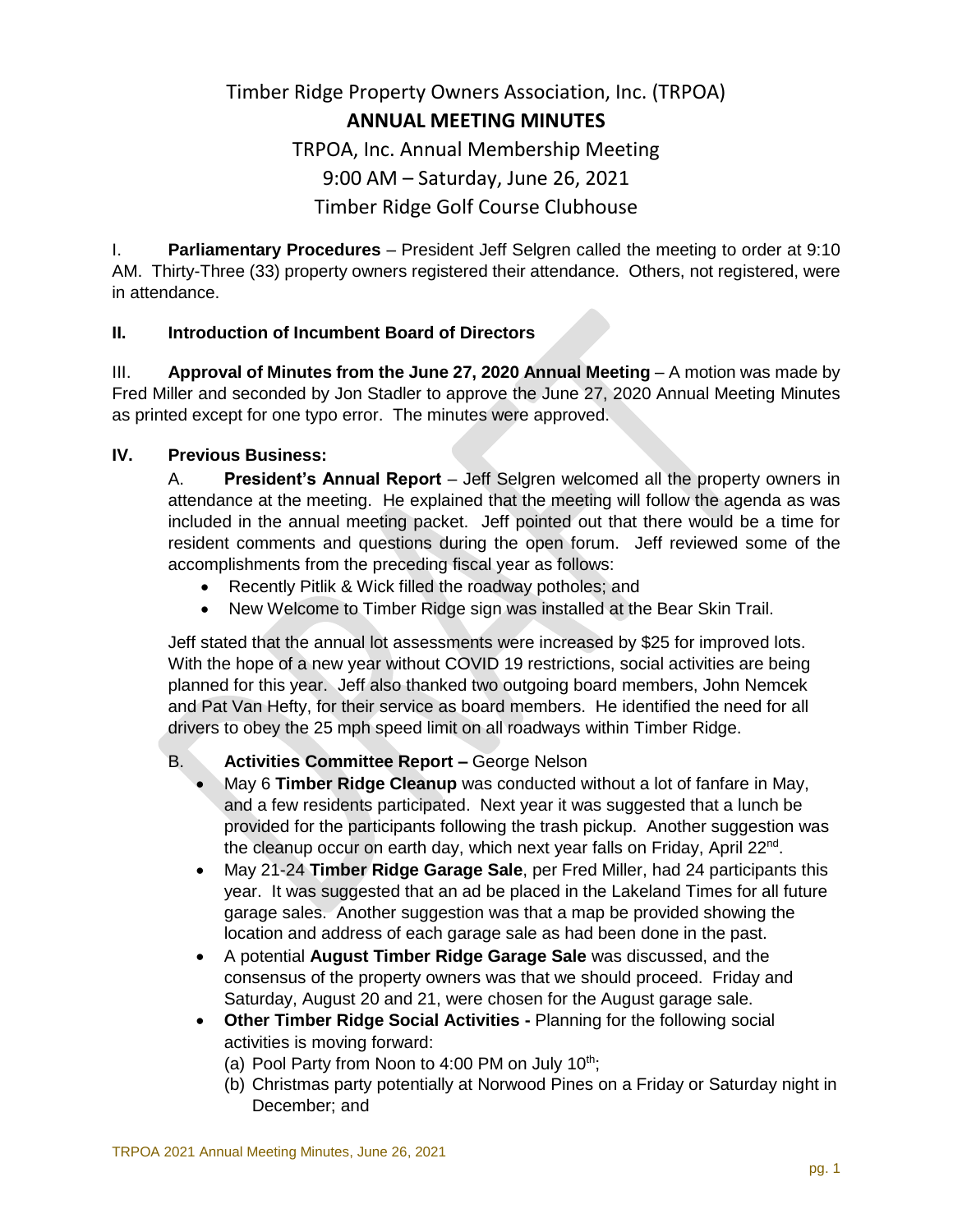# Timber Ridge Property Owners Association, Inc. (TRPOA)

## ANNUAL MEETING MINUTES

TRPOA, Inc. Annual Membership Meeting

9:00 AM – Saturday, June 26, 2021

Timber Ridge Golf Course Clubhouse

I. **Parliamentary Procedures** – President Jeff Selgren called the meeting to order at 9:10 AM. Thirty-Three (33) property owners registered their attendance. Others, not registered, were in attendance.

**II. Introduction of Incumbent Board of Directors**

III. **Approval of Minutes from the June 27, 2020 Annual Meeting** – A motion was made by Fred Miller and seconded by Jon Stadler to approve the June 27, 2020 Annual Meeting Minutes as printed except for one typo error. The minutes were approved.

**IV. Previous Business:**

A. **President's Annual Report** – Jeff Selgren welcomed all the property owners in attendance at the meeting. He explained that the meeting will follow the agenda as was included in the annual meeting packet. Jeff pointed out that there would be a time for resident comments and questions during the open forum. Jeff reviewed some of the accomplishments from the preceding fiscal year as follows:

- Recently Pitlik & Wick filled the roadway potholes; and
- New Welcome to Timber Ridge sign was installed at the Bear Skin Trail.

Jeff stated that the annual lot assessments were increased by $25 for improved lots. With the hope of a new year without COVID 19 restrictions, social activities are being planned for this year. Jeff also thanked two outgoing board members, John Nemcek and Pat Van Hefty, for their service as board members. He identified the need for all drivers to obey the 25 mph speed limit on all roadways within Timber Ridge.

B. **Activities Committee Report –** George Nelson

- May 6 **Timber Ridge Cleanup** was conducted without a lot of fanfare in May, and a few residents participated. Next year it was suggested that a lunch be provided for the participants following the trash pickup. Another suggestion was the cleanup occur on earth day, which next year falls on Friday, April 22nd.
- May 21-24 **Timber Ridge Garage Sale**, per Fred Miller, had 24 participants this year. It was suggested that an ad be placed in the Lakeland Times for all future garage sales. Another suggestion was that a map be provided showing the location and address of each garage sale as had been done in the past.
- A potential **August Timber Ridge Garage Sale** was discussed, and the consensus of the property owners was that we should proceed. Friday and Saturday, August 20 and 21, were chosen for the August garage sale.
- **Other Timber Ridge Social Activities -** Planning for the following social activities is moving forward:
  (a) Pool Party from Noon to 4:00 PM on July 10th;
  (b) Christmas party potentially at Norwood Pines on a Friday or Saturday night in December; and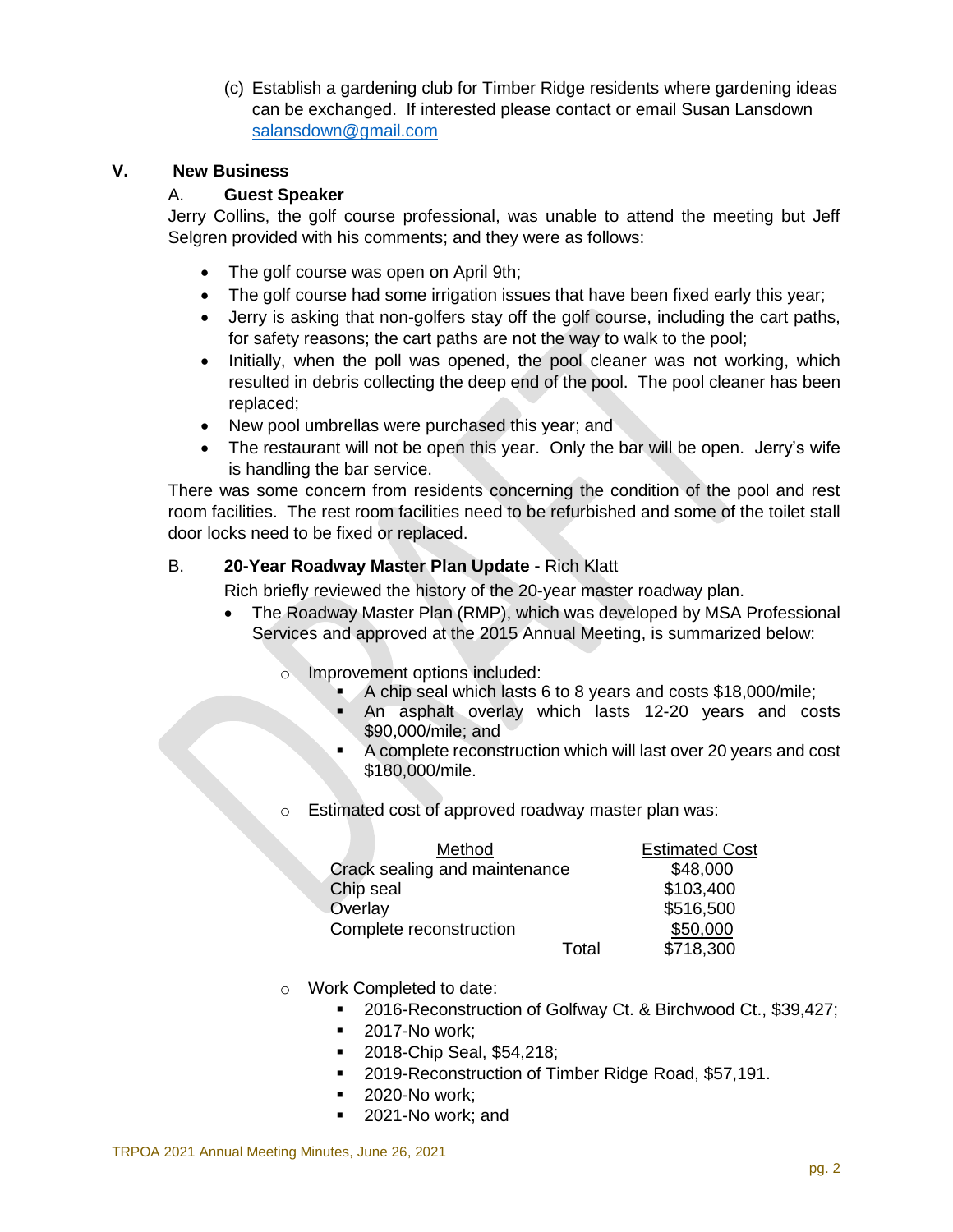(c) Establish a gardening club for Timber Ridge residents where gardening ideas can be exchanged. If interested please contact or email Susan Lansdown salansdown@gmail.com

## V. New Business

### A. Guest Speaker

Jerry Collins, the golf course professional, was unable to attend the meeting but Jeff Selgren provided with his comments; and they were as follows:

- The golf course was open on April 9th;
- The golf course had some irrigation issues that have been fixed early this year;
- Jerry is asking that non-golfers stay off the golf course, including the cart paths, for safety reasons; the cart paths are not the way to walk to the pool;
- Initially, when the poll was opened, the pool cleaner was not working, which resulted in debris collecting the deep end of the pool. The pool cleaner has been replaced;
- New pool umbrellas were purchased this year; and
- The restaurant will not be open this year. Only the bar will be open. Jerry's wife is handling the bar service.

There was some concern from residents concerning the condition of the pool and rest room facilities. The rest room facilities need to be refurbished and some of the toilet stall door locks need to be fixed or replaced.

### B. 20-Year Roadway Master Plan Update - Rich Klatt

Rich briefly reviewed the history of the 20-year master roadway plan.

- The Roadway Master Plan (RMP), which was developed by MSA Professional Services and approved at the 2015 Annual Meeting, is summarized below:
  - Improvement options included:
    - A chip seal which lasts 6 to 8 years and costs $18,000/mile;
    - An asphalt overlay which lasts 12-20 years and costs $90,000/mile; and
    - A complete reconstruction which will last over 20 years and cost $180,000/mile.
  - Estimated cost of approved roadway master plan was:

| Method | Estimated Cost |
|---|---|
| Crack sealing and maintenance | $48,000 |
| Chip seal | $103,400 |
| Overlay | $516,500 |
| Complete reconstruction | $50,000 |
| Total | $718,300 |

  - Work Completed to date:
    - 2016-Reconstruction of Golfway Ct. & Birchwood Ct., $39,427;
    - 2017-No work;
    - 2018-Chip Seal, $54,218;
    - 2019-Reconstruction of Timber Ridge Road, $57,191.
    - 2020-No work;
    - 2021-No work; and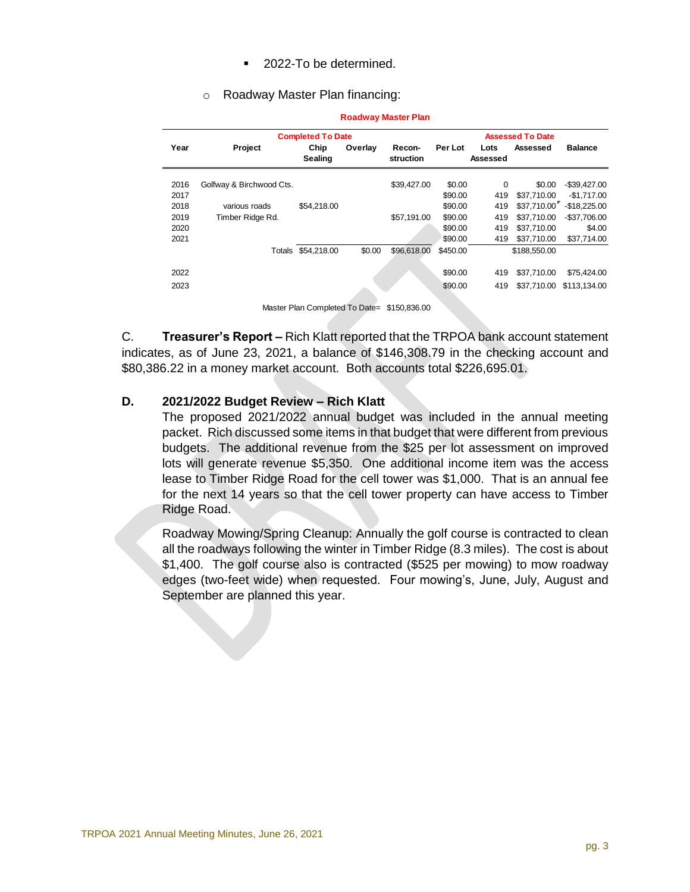- 2022-To be determined.

- Roadway Master Plan financing:

**Roadway Master Plan**

| Year | Project | Completed To Date Chip Sealing | Overlay | Recon-struction | Per Lot | Assessed To Date Lots Assessed | Assessed | Balance |
|---|---|---|---|---|---|---|---|---|
| 2016 | Golfway & Birchwood Cts. | | | $39,427.00 | $0.00 | 0 | $0.00 | -$39,427.00 |
| 2017 | | | | | $90.00 | 419 | $37,710.00 | -$1,717.00 |
| 2018 | various roads | $54,218.00 | | | $90.00 | 419 | $37,710.00 | -$18,225.00 |
| 2019 | Timber Ridge Rd. | | | $57,191.00 | $90.00 | 419 | $37,710.00 | -$37,706.00 |
| 2020 | | | | | $90.00 | 419 | $37,710.00 | $4.00 |
| 2021 | | | | | $90.00 | 419 | $37,710.00 | $37,714.00 |
| | Totals | $54,218.00 | $0.00 | $96,618.00 | $450.00 | | $188,550.00 | |
| 2022 | | | | | $90.00 | 419 | $37,710.00 | $75,424.00 |
| 2023 | | | | | $90.00 | 419 | $37,710.00 | $113,134.00 |

Master Plan Completed To Date= $150,836.00

C. **Treasurer's Report –** Rich Klatt reported that the TRPOA bank account statement indicates, as of June 23, 2021, a balance of $146,308.79 in the checking account and $80,386.22 in a money market account. Both accounts total $226,695.01.

### D. 2021/2022 Budget Review – Rich Klatt

The proposed 2021/2022 annual budget was included in the annual meeting packet. Rich discussed some items in that budget that were different from previous budgets. The additional revenue from the $25 per lot assessment on improved lots will generate revenue $5,350. One additional income item was the access lease to Timber Ridge Road for the cell tower was $1,000. That is an annual fee for the next 14 years so that the cell tower property can have access to Timber Ridge Road.

Roadway Mowing/Spring Cleanup: Annually the golf course is contracted to clean all the roadways following the winter in Timber Ridge (8.3 miles). The cost is about $1,400. The golf course also is contracted ($525 per mowing) to mow roadway edges (two-feet wide) when requested. Four mowing's, June, July, August and September are planned this year.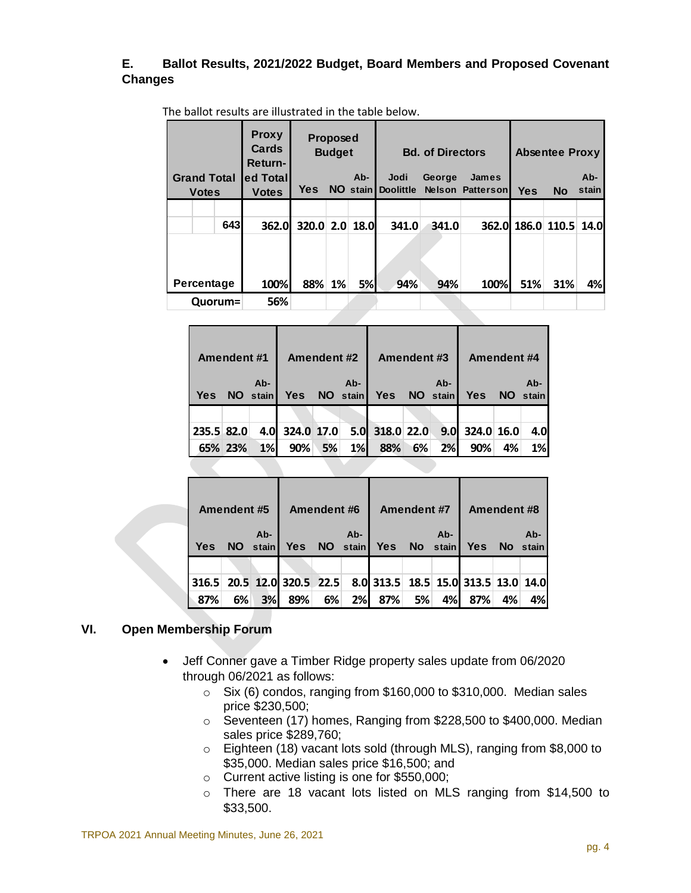**E. Ballot Results, 2021/2022 Budget, Board Members and Proposed Covenant Changes**

The ballot results are illustrated in the table below.

| Grand Total Votes | Proxy Cards Returned Total Votes | Proposed Budget | | | Bd. of Directors | | | Absentee Proxy | | |
|---|---|---|---|---|---|---|---|---|---|---|
| | | Yes | NO | Abstain | Jodi Doolittle | George Nelson | James Patterson | Yes | No | Abstain |
| 643 | 362.0 | 320.0 | 2.0 | 18.0 | 341.0 | 341.0 | 362.0 | 186.0 | 110.5 | 14.0 |
| Percentage | 100% | 88% | 1% | 5% | 94% | 94% | 100% | 51% | 31% | 4% |
| Quorum= | 56% | | | | | | | | | |

| Amendment #1 | | | Amendment #2 | | | Amendment #3 | | | Amendment #4 | | |
|---|---|---|---|---|---|---|---|---|---|---|---|
| Yes | NO | Abstain | Yes | NO | Abstain | Yes | NO | Abstain | Yes | NO | Abstain |
| 235.5 | 82.0 | 4.0 | 324.0 | 17.0 | 5.0 | 318.0 | 22.0 | 9.0 | 324.0 | 16.0 | 4.0 |
| 65% | 23% | 1% | 90% | 5% | 1% | 88% | 6% | 2% | 90% | 4% | 1% |

| Amendment #5 | | | Amendment #6 | | | Amendment #7 | | | Amendment #8 | | |
|---|---|---|---|---|---|---|---|---|---|---|---|
| Yes | NO | Abstain | Yes | NO | Abstain | Yes | No | Abstain | Yes | No | Abstain |
| 316.5 | 20.5 | 12.0 | 320.5 | 22.5 | 8.0 | 313.5 | 18.5 | 15.0 | 313.5 | 13.0 | 14.0 |
| 87% | 6% | 3% | 89% | 6% | 2% | 87% | 5% | 4% | 87% | 4% | 4% |

## VI. Open Membership Forum

- Jeff Conner gave a Timber Ridge property sales update from 06/2020 through 06/2021 as follows:
  - Six (6) condos, ranging from $160,000 to $310,000. Median sales price $230,500;
  - Seventeen (17) homes, Ranging from $228,500 to $400,000. Median sales price $289,760;
  - Eighteen (18) vacant lots sold (through MLS), ranging from $8,000 to $35,000. Median sales price $16,500; and
  - Current active listing is one for $550,000;
  - There are 18 vacant lots listed on MLS ranging from $14,500 to $33,500.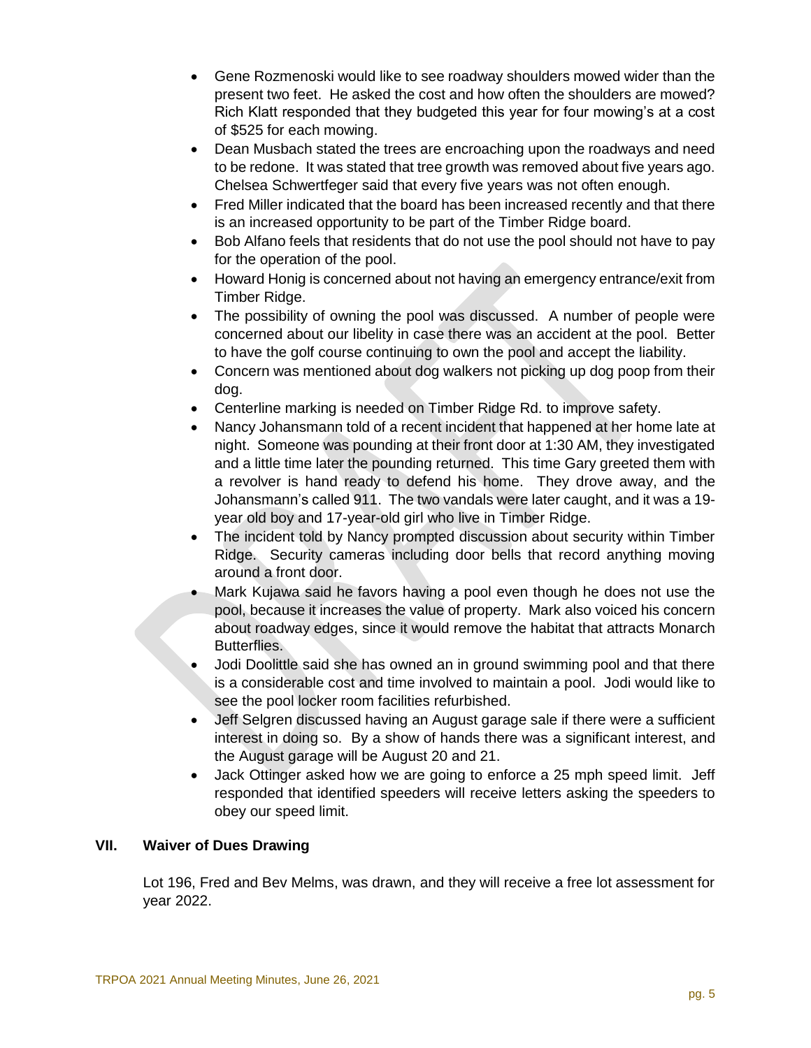- Gene Rozmenoski would like to see roadway shoulders mowed wider than the present two feet. He asked the cost and how often the shoulders are mowed? Rich Klatt responded that they budgeted this year for four mowing's at a cost of $525 for each mowing.
- Dean Musbach stated the trees are encroaching upon the roadways and need to be redone. It was stated that tree growth was removed about five years ago. Chelsea Schwertfeger said that every five years was not often enough.
- Fred Miller indicated that the board has been increased recently and that there is an increased opportunity to be part of the Timber Ridge board.
- Bob Alfano feels that residents that do not use the pool should not have to pay for the operation of the pool.
- Howard Honig is concerned about not having an emergency entrance/exit from Timber Ridge.
- The possibility of owning the pool was discussed. A number of people were concerned about our libelity in case there was an accident at the pool. Better to have the golf course continuing to own the pool and accept the liability.
- Concern was mentioned about dog walkers not picking up dog poop from their dog.
- Centerline marking is needed on Timber Ridge Rd. to improve safety.
- Nancy Johansmann told of a recent incident that happened at her home late at night. Someone was pounding at their front door at 1:30 AM, they investigated and a little time later the pounding returned. This time Gary greeted them with a revolver is hand ready to defend his home. They drove away, and the Johansmann's called 911. The two vandals were later caught, and it was a 19-year old boy and 17-year-old girl who live in Timber Ridge.
- The incident told by Nancy prompted discussion about security within Timber Ridge. Security cameras including door bells that record anything moving around a front door.
- Mark Kujawa said he favors having a pool even though he does not use the pool, because it increases the value of property. Mark also voiced his concern about roadway edges, since it would remove the habitat that attracts Monarch Butterflies.
- Jodi Doolittle said she has owned an in ground swimming pool and that there is a considerable cost and time involved to maintain a pool. Jodi would like to see the pool locker room facilities refurbished.
- Jeff Selgren discussed having an August garage sale if there were a sufficient interest in doing so. By a show of hands there was a significant interest, and the August garage will be August 20 and 21.
- Jack Ottinger asked how we are going to enforce a 25 mph speed limit. Jeff responded that identified speeders will receive letters asking the speeders to obey our speed limit.

## VII. Waiver of Dues Drawing

Lot 196, Fred and Bev Melms, was drawn, and they will receive a free lot assessment for year 2022.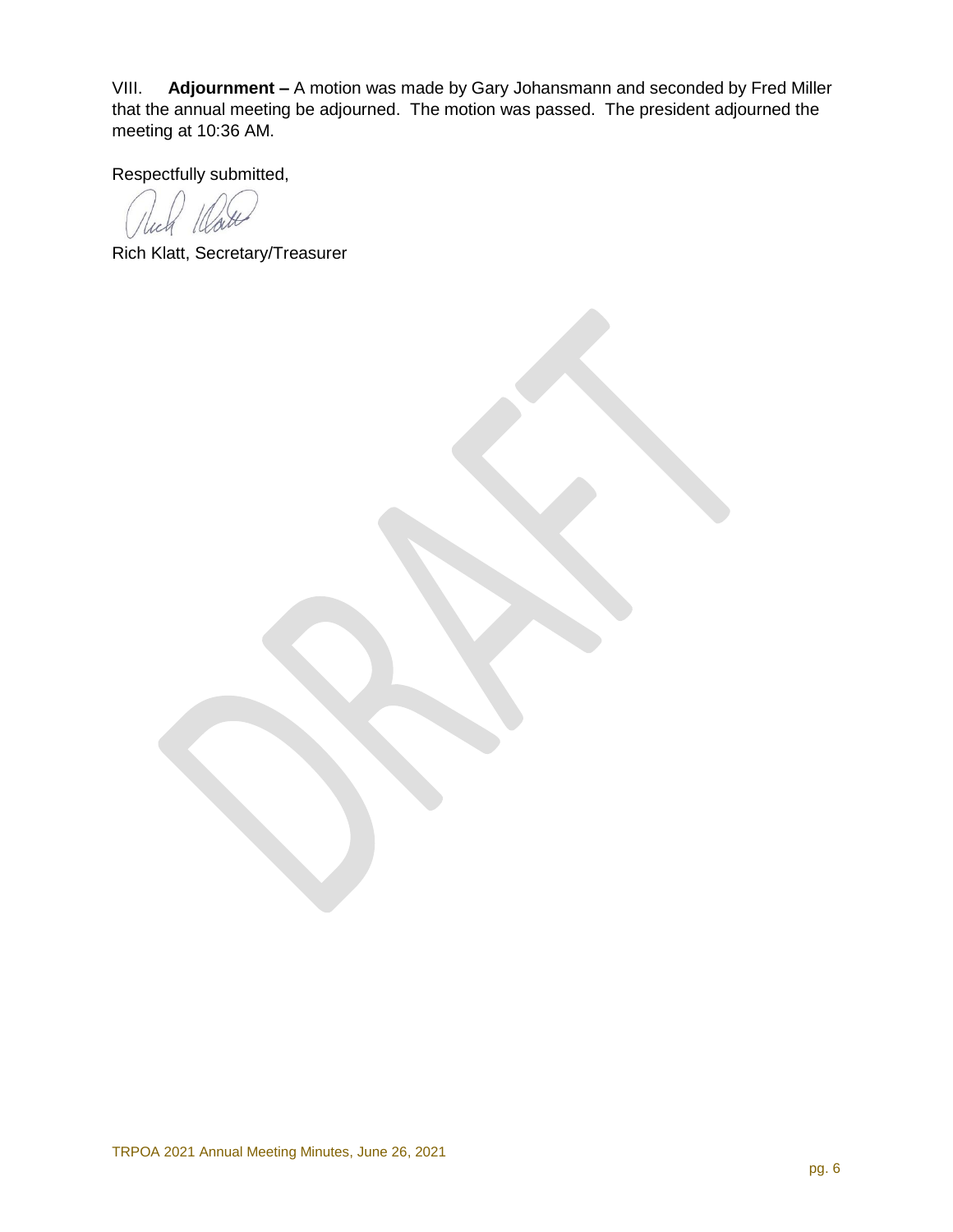VIII. **Adjournment –** A motion was made by Gary Johansmann and seconded by Fred Miller that the annual meeting be adjourned. The motion was passed. The president adjourned the meeting at 10:36 AM.

Respectfully submitted,

Rich Klatt, Secretary/Treasurer